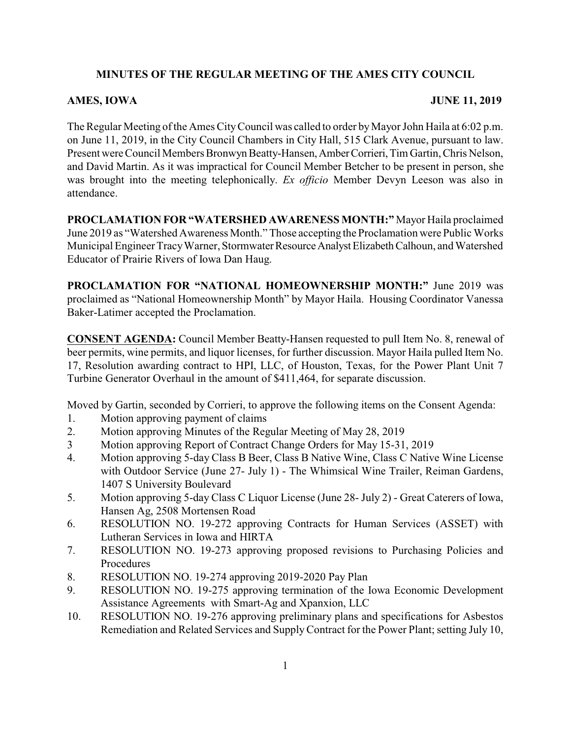**MINUTES OF THE REGULAR MEETING OF THE AMES CITY COUNCIL**

**AMES, IOWA JUNE 11, 2019**

The Regular Meeting of the Ames City Council was called to order by Mayor John Haila at 6:02 p.m. on June 11, 2019, in the City Council Chambers in City Hall, 515 Clark Avenue, pursuant to law. Present were Council Members Bronwyn Beatty-Hansen, Amber Corrieri, Tim Gartin, Chris Nelson, and David Martin. As it was impractical for Council Member Betcher to be present in person, she was brought into the meeting telephonically. *Ex officio* Member Devyn Leeson was also in attendance.

**PROCLAMATION FOR "WATERSHED AWARENESS MONTH:"** Mayor Haila proclaimed June 2019 as "Watershed Awareness Month." Those accepting the Proclamation were Public Works Municipal Engineer Tracy Warner, Stormwater Resource Analyst Elizabeth Calhoun, and Watershed Educator of Prairie Rivers of Iowa Dan Haug.

**PROCLAMATION FOR "NATIONAL HOMEOWNERSHIP MONTH:"** June 2019 was proclaimed as "National Homeownership Month" by Mayor Haila. Housing Coordinator Vanessa Baker-Latimer accepted the Proclamation.

**CONSENT AGENDA:** Council Member Beatty-Hansen requested to pull Item No. 8, renewal of beer permits, wine permits, and liquor licenses, for further discussion. Mayor Haila pulled Item No. 17, Resolution awarding contract to HPI, LLC, of Houston, Texas, for the Power Plant Unit 7 Turbine Generator Overhaul in the amount of $411,464, for separate discussion.

Moved by Gartin, seconded by Corrieri, to approve the following items on the Consent Agenda:

1. Motion approving payment of claims
2. Motion approving Minutes of the Regular Meeting of May 28, 2019
3. Motion approving Report of Contract Change Orders for May 15-31, 2019
4. Motion approving 5-day Class B Beer, Class B Native Wine, Class C Native Wine License with Outdoor Service (June 27- July 1) - The Whimsical Wine Trailer, Reiman Gardens, 1407 S University Boulevard
5. Motion approving 5-day Class C Liquor License (June 28- July 2) - Great Caterers of Iowa, Hansen Ag, 2508 Mortensen Road
6. RESOLUTION NO. 19-272 approving Contracts for Human Services (ASSET) with Lutheran Services in Iowa and HIRTA
7. RESOLUTION NO. 19-273 approving proposed revisions to Purchasing Policies and Procedures
8. RESOLUTION NO. 19-274 approving 2019-2020 Pay Plan
9. RESOLUTION NO. 19-275 approving termination of the Iowa Economic Development Assistance Agreements with Smart-Ag and Xpanxion, LLC
10. RESOLUTION NO. 19-276 approving preliminary plans and specifications for Asbestos Remediation and Related Services and Supply Contract for the Power Plant; setting July 10,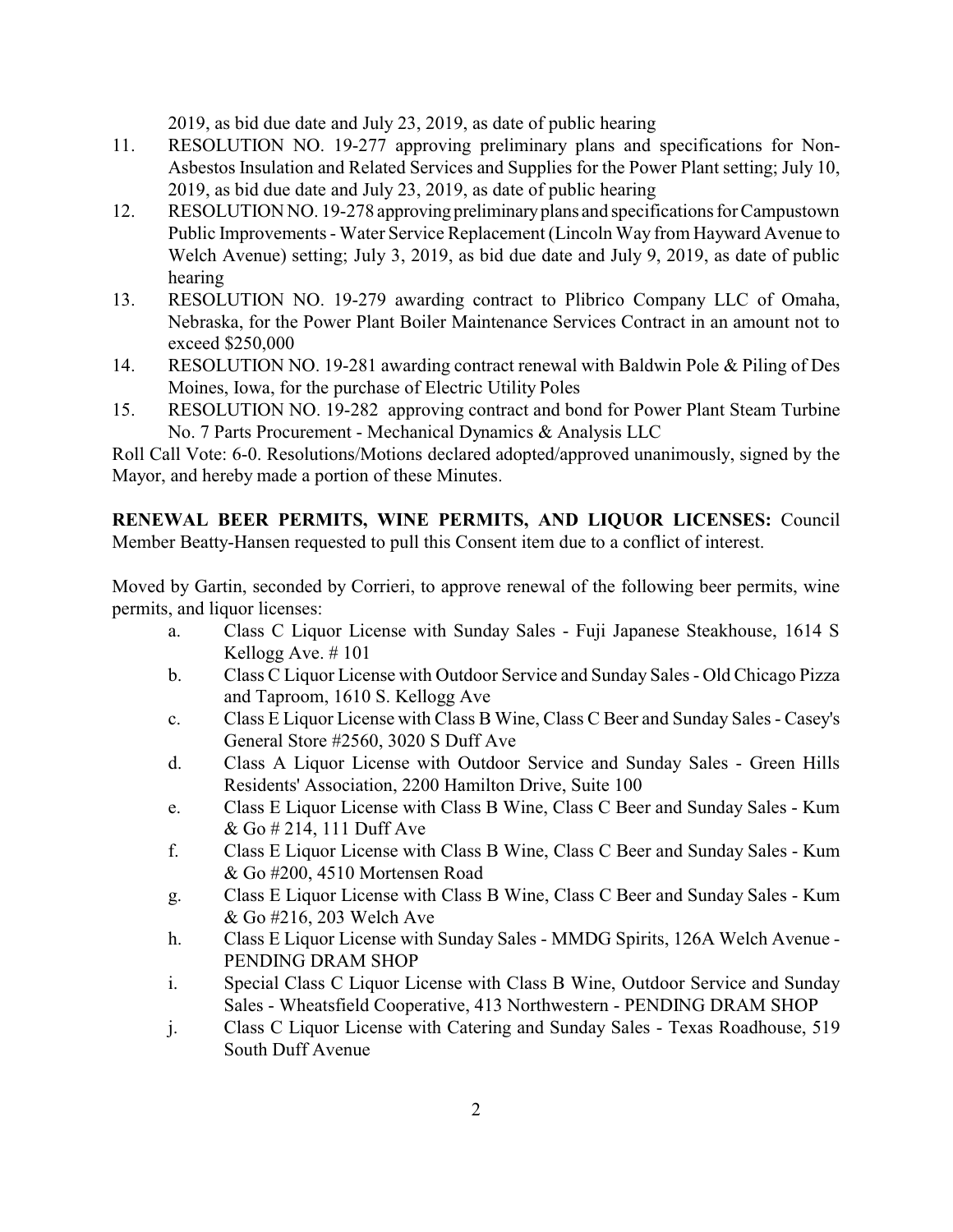2019, as bid due date and July 23, 2019, as date of public hearing

11. RESOLUTION NO. 19-277 approving preliminary plans and specifications for Non-Asbestos Insulation and Related Services and Supplies for the Power Plant setting; July 10, 2019, as bid due date and July 23, 2019, as date of public hearing
12. RESOLUTION NO. 19-278 approving preliminary plans and specifications for Campustown Public Improvements - Water Service Replacement (Lincoln Way from Hayward Avenue to Welch Avenue) setting; July 3, 2019, as bid due date and July 9, 2019, as date of public hearing
13. RESOLUTION NO. 19-279 awarding contract to Plibrico Company LLC of Omaha, Nebraska, for the Power Plant Boiler Maintenance Services Contract in an amount not to exceed $250,000
14. RESOLUTION NO. 19-281 awarding contract renewal with Baldwin Pole & Piling of Des Moines, Iowa, for the purchase of Electric Utility Poles
15. RESOLUTION NO. 19-282 approving contract and bond for Power Plant Steam Turbine No. 7 Parts Procurement - Mechanical Dynamics & Analysis LLC

Roll Call Vote: 6-0. Resolutions/Motions declared adopted/approved unanimously, signed by the Mayor, and hereby made a portion of these Minutes.

**RENEWAL BEER PERMITS, WINE PERMITS, AND LIQUOR LICENSES:** Council Member Beatty-Hansen requested to pull this Consent item due to a conflict of interest.

Moved by Gartin, seconded by Corrieri, to approve renewal of the following beer permits, wine permits, and liquor licenses:

a. Class C Liquor License with Sunday Sales - Fuji Japanese Steakhouse, 1614 S Kellogg Ave. # 101
b. Class C Liquor License with Outdoor Service and Sunday Sales - Old Chicago Pizza and Taproom, 1610 S. Kellogg Ave
c. Class E Liquor License with Class B Wine, Class C Beer and Sunday Sales - Casey's General Store #2560, 3020 S Duff Ave
d. Class A Liquor License with Outdoor Service and Sunday Sales - Green Hills Residents' Association, 2200 Hamilton Drive, Suite 100
e. Class E Liquor License with Class B Wine, Class C Beer and Sunday Sales - Kum & Go # 214, 111 Duff Ave
f. Class E Liquor License with Class B Wine, Class C Beer and Sunday Sales - Kum & Go #200, 4510 Mortensen Road
g. Class E Liquor License with Class B Wine, Class C Beer and Sunday Sales - Kum & Go #216, 203 Welch Ave
h. Class E Liquor License with Sunday Sales - MMDG Spirits, 126A Welch Avenue - PENDING DRAM SHOP
i. Special Class C Liquor License with Class B Wine, Outdoor Service and Sunday Sales - Wheatsfield Cooperative, 413 Northwestern - PENDING DRAM SHOP
j. Class C Liquor License with Catering and Sunday Sales - Texas Roadhouse, 519 South Duff Avenue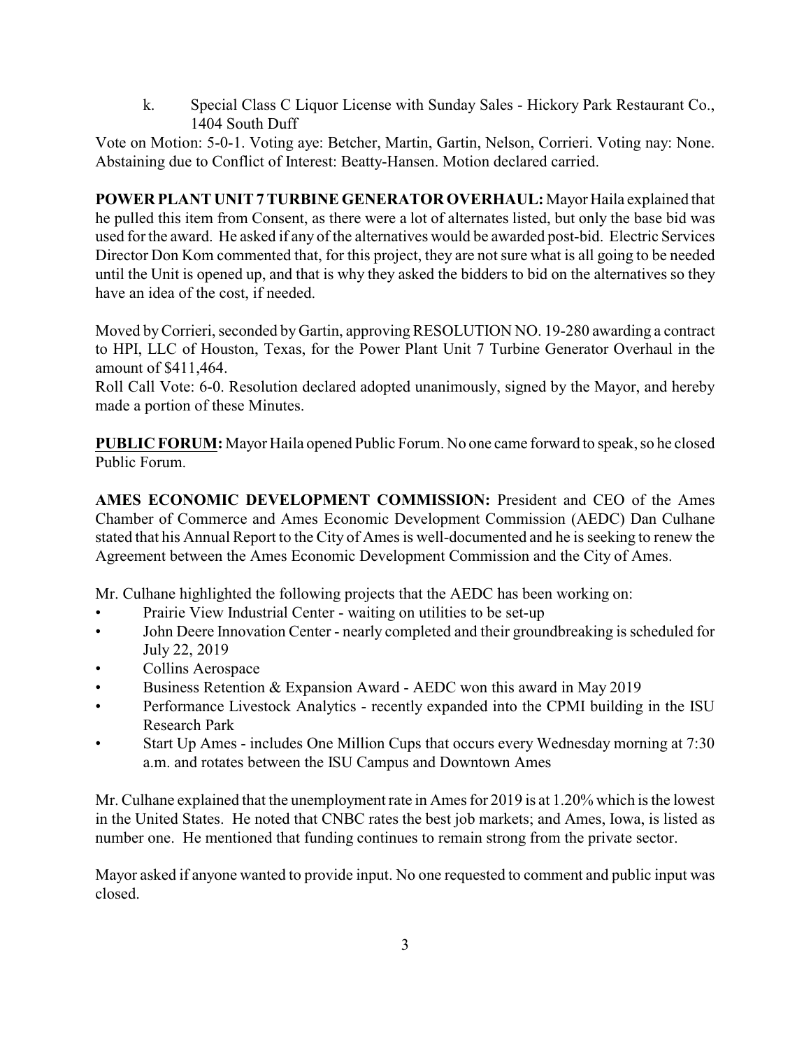k. Special Class C Liquor License with Sunday Sales - Hickory Park Restaurant Co., 1404 South Duff

Vote on Motion: 5-0-1. Voting aye: Betcher, Martin, Gartin, Nelson, Corrieri. Voting nay: None. Abstaining due to Conflict of Interest: Beatty-Hansen. Motion declared carried.

**POWER PLANT UNIT 7 TURBINE GENERATOR OVERHAUL:** Mayor Haila explained that he pulled this item from Consent, as there were a lot of alternates listed, but only the base bid was used for the award. He asked if any of the alternatives would be awarded post-bid. Electric Services Director Don Kom commented that, for this project, they are not sure what is all going to be needed until the Unit is opened up, and that is why they asked the bidders to bid on the alternatives so they have an idea of the cost, if needed.

Moved by Corrieri, seconded by Gartin, approving RESOLUTION NO. 19-280 awarding a contract to HPI, LLC of Houston, Texas, for the Power Plant Unit 7 Turbine Generator Overhaul in the amount of $411,464.

Roll Call Vote: 6-0. Resolution declared adopted unanimously, signed by the Mayor, and hereby made a portion of these Minutes.

**PUBLIC FORUM:** Mayor Haila opened Public Forum. No one came forward to speak, so he closed Public Forum.

**AMES ECONOMIC DEVELOPMENT COMMISSION:** President and CEO of the Ames Chamber of Commerce and Ames Economic Development Commission (AEDC) Dan Culhane stated that his Annual Report to the City of Ames is well-documented and he is seeking to renew the Agreement between the Ames Economic Development Commission and the City of Ames.

Mr. Culhane highlighted the following projects that the AEDC has been working on:

- Prairie View Industrial Center - waiting on utilities to be set-up
- John Deere Innovation Center - nearly completed and their groundbreaking is scheduled for July 22, 2019
- Collins Aerospace
- Business Retention & Expansion Award - AEDC won this award in May 2019
- Performance Livestock Analytics - recently expanded into the CPMI building in the ISU Research Park
- Start Up Ames - includes One Million Cups that occurs every Wednesday morning at 7:30 a.m. and rotates between the ISU Campus and Downtown Ames

Mr. Culhane explained that the unemployment rate in Ames for 2019 is at 1.20% which is the lowest in the United States. He noted that CNBC rates the best job markets; and Ames, Iowa, is listed as number one. He mentioned that funding continues to remain strong from the private sector.

Mayor asked if anyone wanted to provide input. No one requested to comment and public input was closed.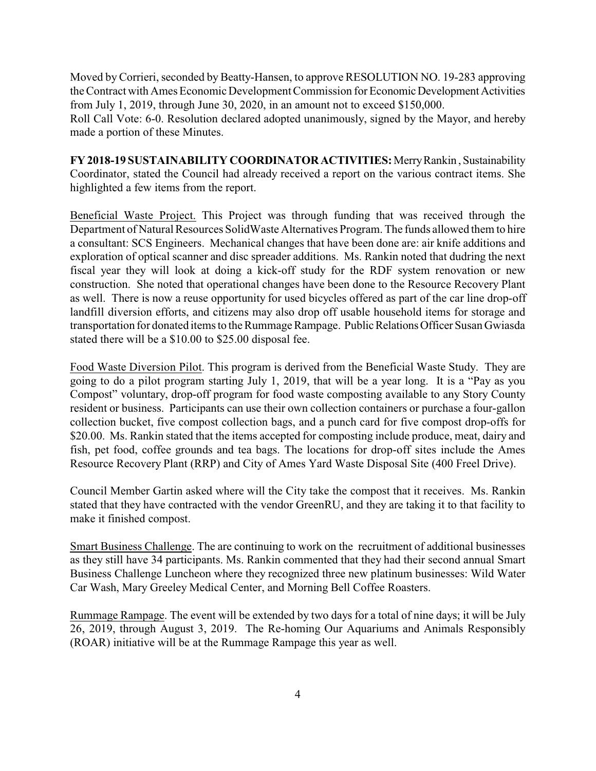Moved by Corrieri, seconded by Beatty-Hansen, to approve RESOLUTION NO. 19-283 approving the Contract with Ames Economic Development Commission for Economic Development Activities from July 1, 2019, through June 30, 2020, in an amount not to exceed $150,000.
Roll Call Vote: 6-0. Resolution declared adopted unanimously, signed by the Mayor, and hereby made a portion of these Minutes.

**FY 2018-19 SUSTAINABILITY COORDINATOR ACTIVITIES:** Merry Rankin , Sustainability Coordinator, stated the Council had already received a report on the various contract items. She highlighted a few items from the report.

Beneficial Waste Project. This Project was through funding that was received through the Department of Natural Resources Solid Waste Alternatives Program. The funds allowed them to hire a consultant: SCS Engineers. Mechanical changes that have been done are: air knife additions and exploration of optical scanner and disc spreader additions. Ms. Rankin noted that dudring the next fiscal year they will look at doing a kick-off study for the RDF system renovation or new construction. She noted that operational changes have been done to the Resource Recovery Plant as well. There is now a reuse opportunity for used bicycles offered as part of the car line drop-off landfill diversion efforts, and citizens may also drop off usable household items for storage and transportation for donated items to the Rummage Rampage. Public Relations Officer Susan Gwiasda stated there will be a $10.00 to $25.00 disposal fee.

Food Waste Diversion Pilot. This program is derived from the Beneficial Waste Study. They are going to do a pilot program starting July 1, 2019, that will be a year long. It is a "Pay as you Compost" voluntary, drop-off program for food waste composting available to any Story County resident or business. Participants can use their own collection containers or purchase a four-gallon collection bucket, five compost collection bags, and a punch card for five compost drop-offs for $20.00. Ms. Rankin stated that the items accepted for composting include produce, meat, dairy and fish, pet food, coffee grounds and tea bags. The locations for drop-off sites include the Ames Resource Recovery Plant (RRP) and City of Ames Yard Waste Disposal Site (400 Freel Drive).

Council Member Gartin asked where will the City take the compost that it receives. Ms. Rankin stated that they have contracted with the vendor GreenRU, and they are taking it to that facility to make it finished compost.

Smart Business Challenge. The are continuing to work on the recruitment of additional businesses as they still have 34 participants. Ms. Rankin commented that they had their second annual Smart Business Challenge Luncheon where they recognized three new platinum businesses: Wild Water Car Wash, Mary Greeley Medical Center, and Morning Bell Coffee Roasters.

Rummage Rampage. The event will be extended by two days for a total of nine days; it will be July 26, 2019, through August 3, 2019. The Re-homing Our Aquariums and Animals Responsibly (ROAR) initiative will be at the Rummage Rampage this year as well.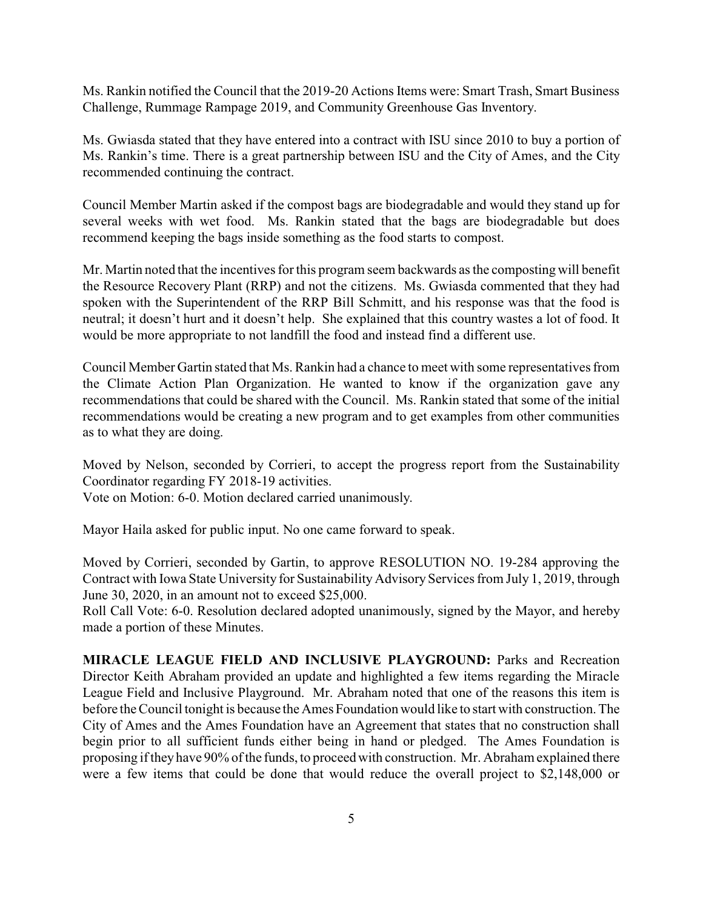Ms. Rankin notified the Council that the 2019-20 Actions Items were: Smart Trash, Smart Business Challenge, Rummage Rampage 2019, and Community Greenhouse Gas Inventory.

Ms. Gwiasda stated that they have entered into a contract with ISU since 2010 to buy a portion of Ms. Rankin's time. There is a great partnership between ISU and the City of Ames, and the City recommended continuing the contract.

Council Member Martin asked if the compost bags are biodegradable and would they stand up for several weeks with wet food. Ms. Rankin stated that the bags are biodegradable but does recommend keeping the bags inside something as the food starts to compost.

Mr. Martin noted that the incentives for this program seem backwards as the composting will benefit the Resource Recovery Plant (RRP) and not the citizens. Ms. Gwiasda commented that they had spoken with the Superintendent of the RRP Bill Schmitt, and his response was that the food is neutral; it doesn't hurt and it doesn't help. She explained that this country wastes a lot of food. It would be more appropriate to not landfill the food and instead find a different use.

Council Member Gartin stated that Ms. Rankin had a chance to meet with some representatives from the Climate Action Plan Organization. He wanted to know if the organization gave any recommendations that could be shared with the Council. Ms. Rankin stated that some of the initial recommendations would be creating a new program and to get examples from other communities as to what they are doing.

Moved by Nelson, seconded by Corrieri, to accept the progress report from the Sustainability Coordinator regarding FY 2018-19 activities.
Vote on Motion: 6-0. Motion declared carried unanimously.

Mayor Haila asked for public input. No one came forward to speak.

Moved by Corrieri, seconded by Gartin, to approve RESOLUTION NO. 19-284 approving the Contract with Iowa State University for Sustainability Advisory Services from July 1, 2019, through June 30, 2020, in an amount not to exceed $25,000.
Roll Call Vote: 6-0. Resolution declared adopted unanimously, signed by the Mayor, and hereby made a portion of these Minutes.

**MIRACLE LEAGUE FIELD AND INCLUSIVE PLAYGROUND:** Parks and Recreation Director Keith Abraham provided an update and highlighted a few items regarding the Miracle League Field and Inclusive Playground. Mr. Abraham noted that one of the reasons this item is before the Council tonight is because the Ames Foundation would like to start with construction. The City of Ames and the Ames Foundation have an Agreement that states that no construction shall begin prior to all sufficient funds either being in hand or pledged. The Ames Foundation is proposing if they have 90% of the funds, to proceed with construction. Mr. Abraham explained there were a few items that could be done that would reduce the overall project to $2,148,000 or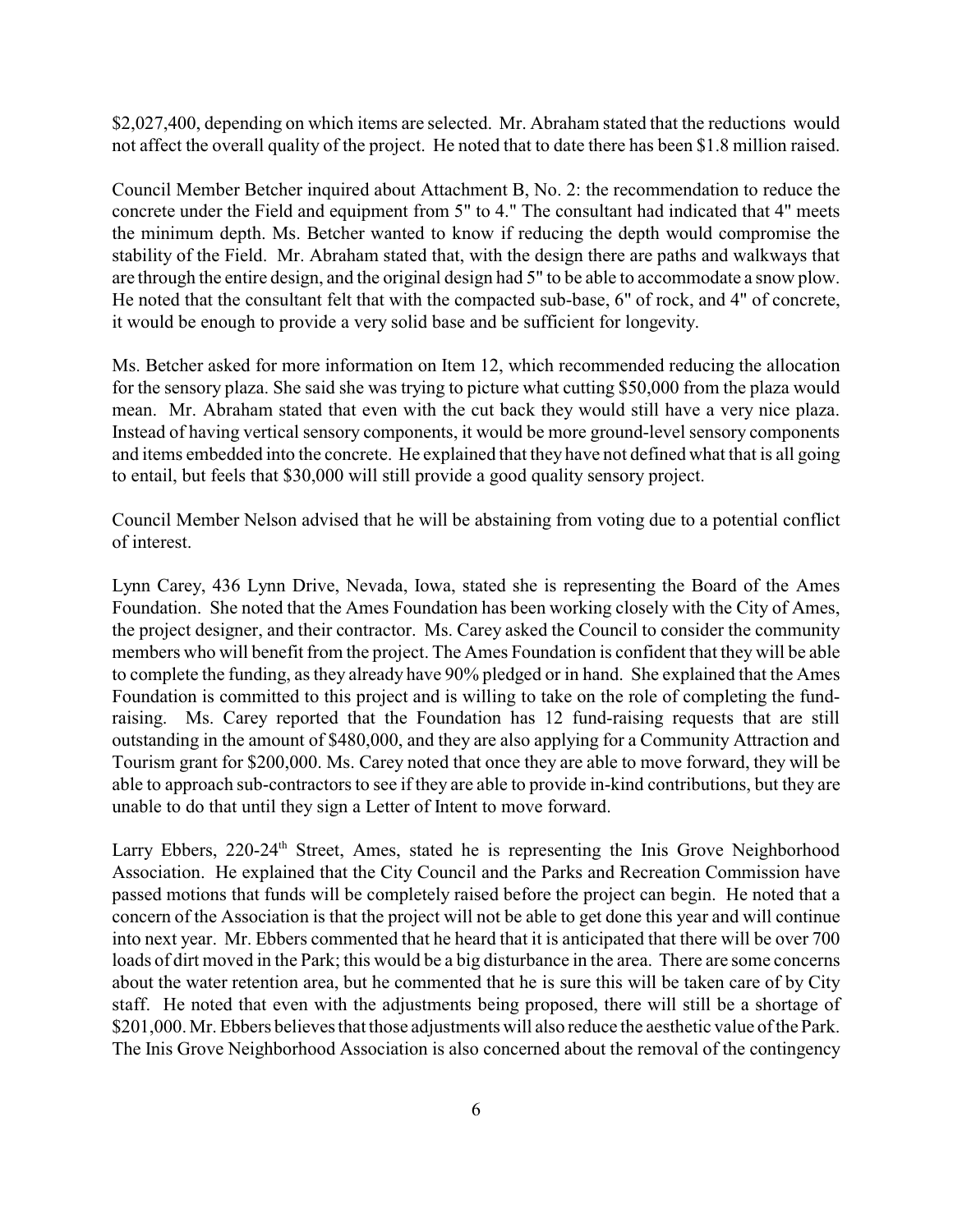$2,027,400, depending on which items are selected. Mr. Abraham stated that the reductions would not affect the overall quality of the project. He noted that to date there has been $1.8 million raised.

Council Member Betcher inquired about Attachment B, No. 2: the recommendation to reduce the concrete under the Field and equipment from 5" to 4." The consultant had indicated that 4" meets the minimum depth. Ms. Betcher wanted to know if reducing the depth would compromise the stability of the Field. Mr. Abraham stated that, with the design there are paths and walkways that are through the entire design, and the original design had 5" to be able to accommodate a snow plow. He noted that the consultant felt that with the compacted sub-base, 6" of rock, and 4" of concrete, it would be enough to provide a very solid base and be sufficient for longevity.

Ms. Betcher asked for more information on Item 12, which recommended reducing the allocation for the sensory plaza. She said she was trying to picture what cutting $50,000 from the plaza would mean. Mr. Abraham stated that even with the cut back they would still have a very nice plaza. Instead of having vertical sensory components, it would be more ground-level sensory components and items embedded into the concrete. He explained that they have not defined what that is all going to entail, but feels that $30,000 will still provide a good quality sensory project.

Council Member Nelson advised that he will be abstaining from voting due to a potential conflict of interest.

Lynn Carey, 436 Lynn Drive, Nevada, Iowa, stated she is representing the Board of the Ames Foundation. She noted that the Ames Foundation has been working closely with the City of Ames, the project designer, and their contractor. Ms. Carey asked the Council to consider the community members who will benefit from the project. The Ames Foundation is confident that they will be able to complete the funding, as they already have 90% pledged or in hand. She explained that the Ames Foundation is committed to this project and is willing to take on the role of completing the fund-raising. Ms. Carey reported that the Foundation has 12 fund-raising requests that are still outstanding in the amount of $480,000, and they are also applying for a Community Attraction and Tourism grant for $200,000. Ms. Carey noted that once they are able to move forward, they will be able to approach sub-contractors to see if they are able to provide in-kind contributions, but they are unable to do that until they sign a Letter of Intent to move forward.

Larry Ebbers, 220-24th Street, Ames, stated he is representing the Inis Grove Neighborhood Association. He explained that the City Council and the Parks and Recreation Commission have passed motions that funds will be completely raised before the project can begin. He noted that a concern of the Association is that the project will not be able to get done this year and will continue into next year. Mr. Ebbers commented that he heard that it is anticipated that there will be over 700 loads of dirt moved in the Park; this would be a big disturbance in the area. There are some concerns about the water retention area, but he commented that he is sure this will be taken care of by City staff. He noted that even with the adjustments being proposed, there will still be a shortage of $201,000. Mr. Ebbers believes that those adjustments will also reduce the aesthetic value of the Park. The Inis Grove Neighborhood Association is also concerned about the removal of the contingency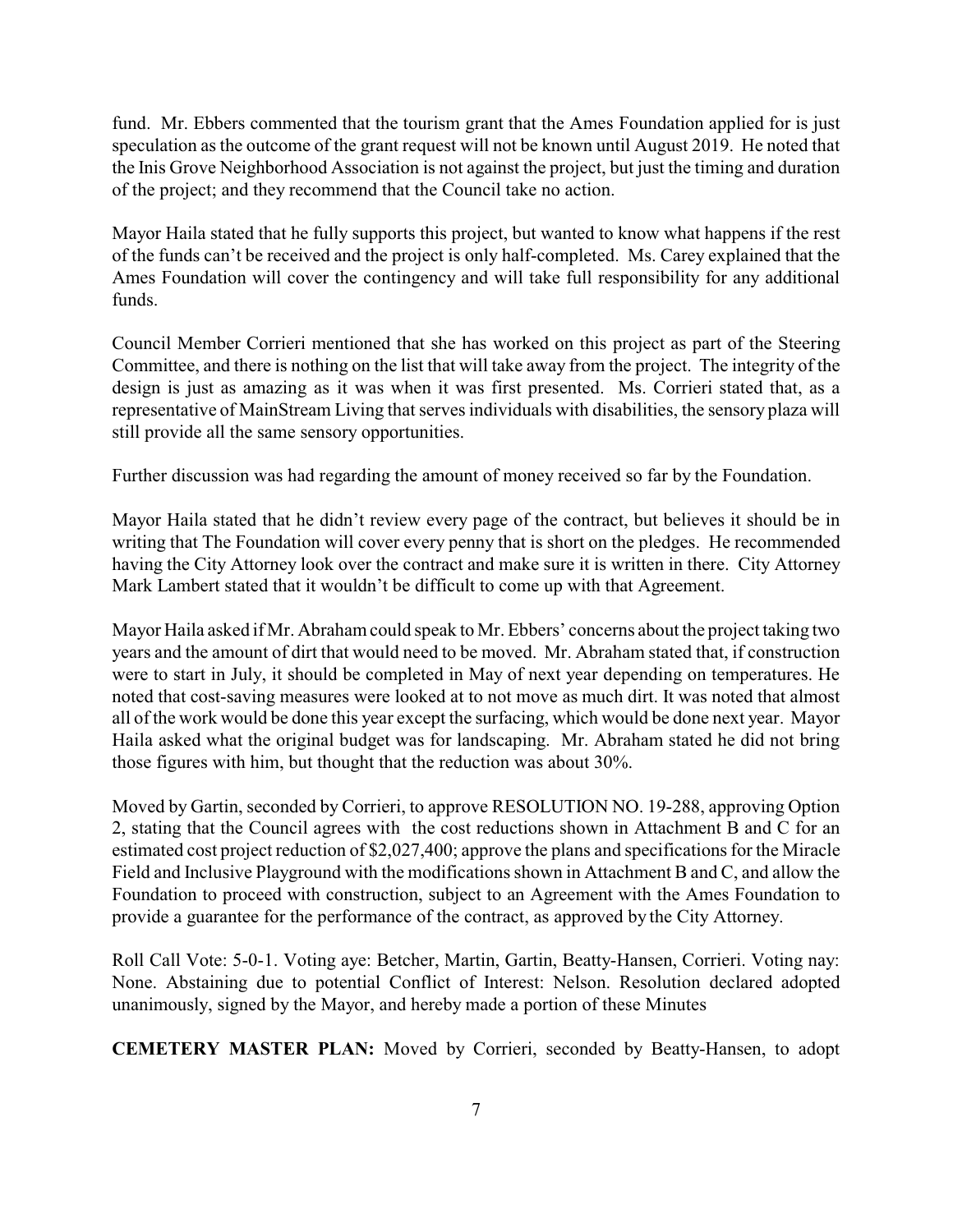fund. Mr. Ebbers commented that the tourism grant that the Ames Foundation applied for is just speculation as the outcome of the grant request will not be known until August 2019. He noted that the Inis Grove Neighborhood Association is not against the project, but just the timing and duration of the project; and they recommend that the Council take no action.

Mayor Haila stated that he fully supports this project, but wanted to know what happens if the rest of the funds can't be received and the project is only half-completed. Ms. Carey explained that the Ames Foundation will cover the contingency and will take full responsibility for any additional funds.

Council Member Corrieri mentioned that she has worked on this project as part of the Steering Committee, and there is nothing on the list that will take away from the project. The integrity of the design is just as amazing as it was when it was first presented. Ms. Corrieri stated that, as a representative of MainStream Living that serves individuals with disabilities, the sensory plaza will still provide all the same sensory opportunities.

Further discussion was had regarding the amount of money received so far by the Foundation.

Mayor Haila stated that he didn't review every page of the contract, but believes it should be in writing that The Foundation will cover every penny that is short on the pledges. He recommended having the City Attorney look over the contract and make sure it is written in there. City Attorney Mark Lambert stated that it wouldn't be difficult to come up with that Agreement.

Mayor Haila asked if Mr. Abraham could speak to Mr. Ebbers' concerns about the project taking two years and the amount of dirt that would need to be moved. Mr. Abraham stated that, if construction were to start in July, it should be completed in May of next year depending on temperatures. He noted that cost-saving measures were looked at to not move as much dirt. It was noted that almost all of the work would be done this year except the surfacing, which would be done next year. Mayor Haila asked what the original budget was for landscaping. Mr. Abraham stated he did not bring those figures with him, but thought that the reduction was about 30%.

Moved by Gartin, seconded by Corrieri, to approve RESOLUTION NO. 19-288, approving Option 2, stating that the Council agrees with the cost reductions shown in Attachment B and C for an estimated cost project reduction of $2,027,400; approve the plans and specifications for the Miracle Field and Inclusive Playground with the modifications shown in Attachment B and C, and allow the Foundation to proceed with construction, subject to an Agreement with the Ames Foundation to provide a guarantee for the performance of the contract, as approved by the City Attorney.

Roll Call Vote: 5-0-1. Voting aye: Betcher, Martin, Gartin, Beatty-Hansen, Corrieri. Voting nay: None. Abstaining due to potential Conflict of Interest: Nelson. Resolution declared adopted unanimously, signed by the Mayor, and hereby made a portion of these Minutes

**CEMETERY MASTER PLAN:** Moved by Corrieri, seconded by Beatty-Hansen, to adopt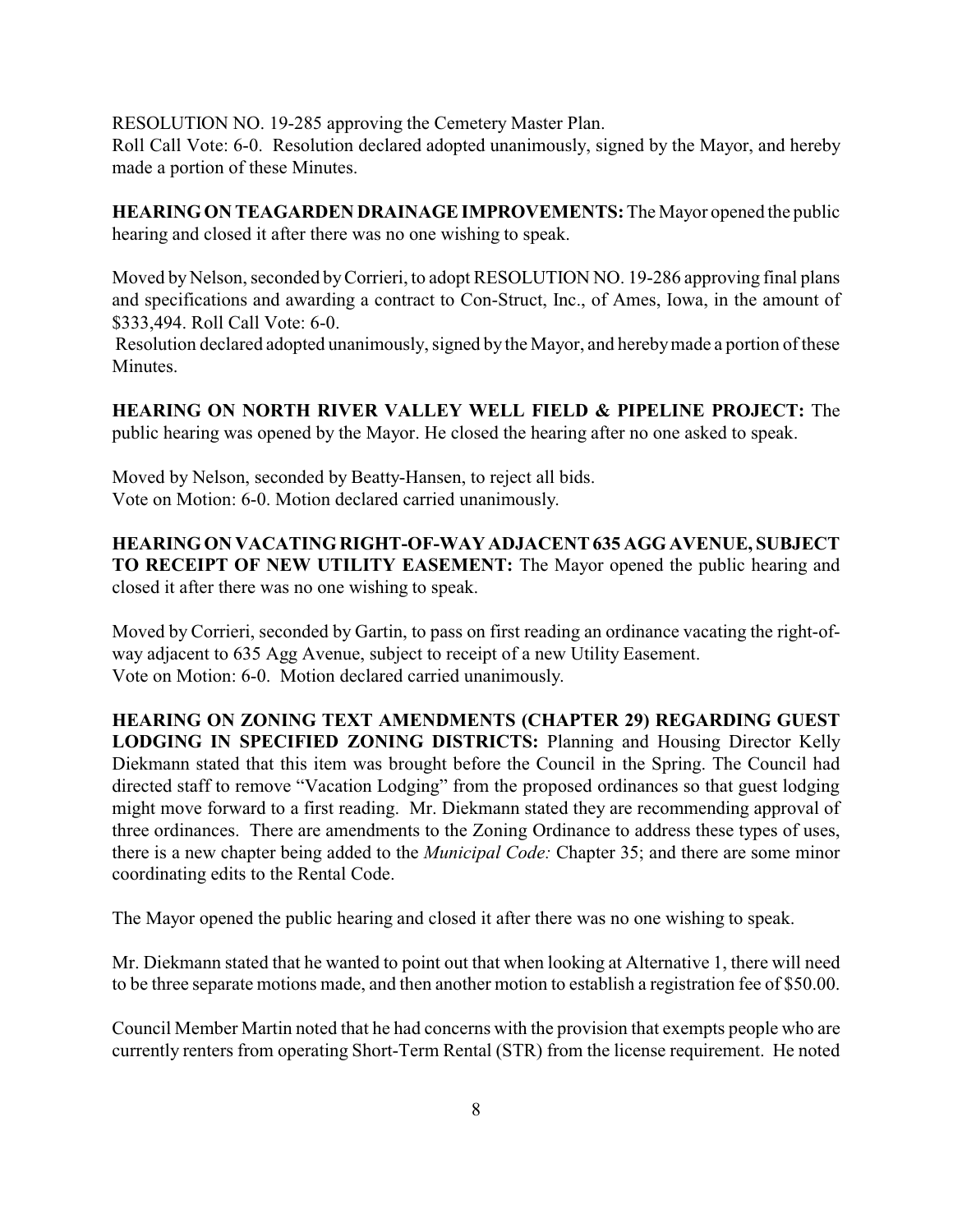RESOLUTION NO. 19-285 approving the Cemetery Master Plan.
Roll Call Vote: 6-0. Resolution declared adopted unanimously, signed by the Mayor, and hereby made a portion of these Minutes.

**HEARING ON TEAGARDEN DRAINAGE IMPROVEMENTS:** The Mayor opened the public hearing and closed it after there was no one wishing to speak.

Moved by Nelson, seconded by Corrieri, to adopt RESOLUTION NO. 19-286 approving final plans and specifications and awarding a contract to Con-Struct, Inc., of Ames, Iowa, in the amount of \$333,494. Roll Call Vote: 6-0.
Resolution declared adopted unanimously, signed by the Mayor, and hereby made a portion of these Minutes.

**HEARING ON NORTH RIVER VALLEY WELL FIELD & PIPELINE PROJECT:** The public hearing was opened by the Mayor. He closed the hearing after no one asked to speak.

Moved by Nelson, seconded by Beatty-Hansen, to reject all bids.
Vote on Motion: 6-0. Motion declared carried unanimously.

**HEARING ON VACATING RIGHT-OF-WAY ADJACENT 635 AGG AVENUE, SUBJECT TO RECEIPT OF NEW UTILITY EASEMENT:** The Mayor opened the public hearing and closed it after there was no one wishing to speak.

Moved by Corrieri, seconded by Gartin, to pass on first reading an ordinance vacating the right-of-way adjacent to 635 Agg Avenue, subject to receipt of a new Utility Easement.
Vote on Motion: 6-0. Motion declared carried unanimously.

**HEARING ON ZONING TEXT AMENDMENTS (CHAPTER 29) REGARDING GUEST LODGING IN SPECIFIED ZONING DISTRICTS:** Planning and Housing Director Kelly Diekmann stated that this item was brought before the Council in the Spring. The Council had directed staff to remove "Vacation Lodging" from the proposed ordinances so that guest lodging might move forward to a first reading. Mr. Diekmann stated they are recommending approval of three ordinances. There are amendments to the Zoning Ordinance to address these types of uses, there is a new chapter being added to the *Municipal Code:* Chapter 35; and there are some minor coordinating edits to the Rental Code.

The Mayor opened the public hearing and closed it after there was no one wishing to speak.

Mr. Diekmann stated that he wanted to point out that when looking at Alternative 1, there will need to be three separate motions made, and then another motion to establish a registration fee of \$50.00.

Council Member Martin noted that he had concerns with the provision that exempts people who are currently renters from operating Short-Term Rental (STR) from the license requirement. He noted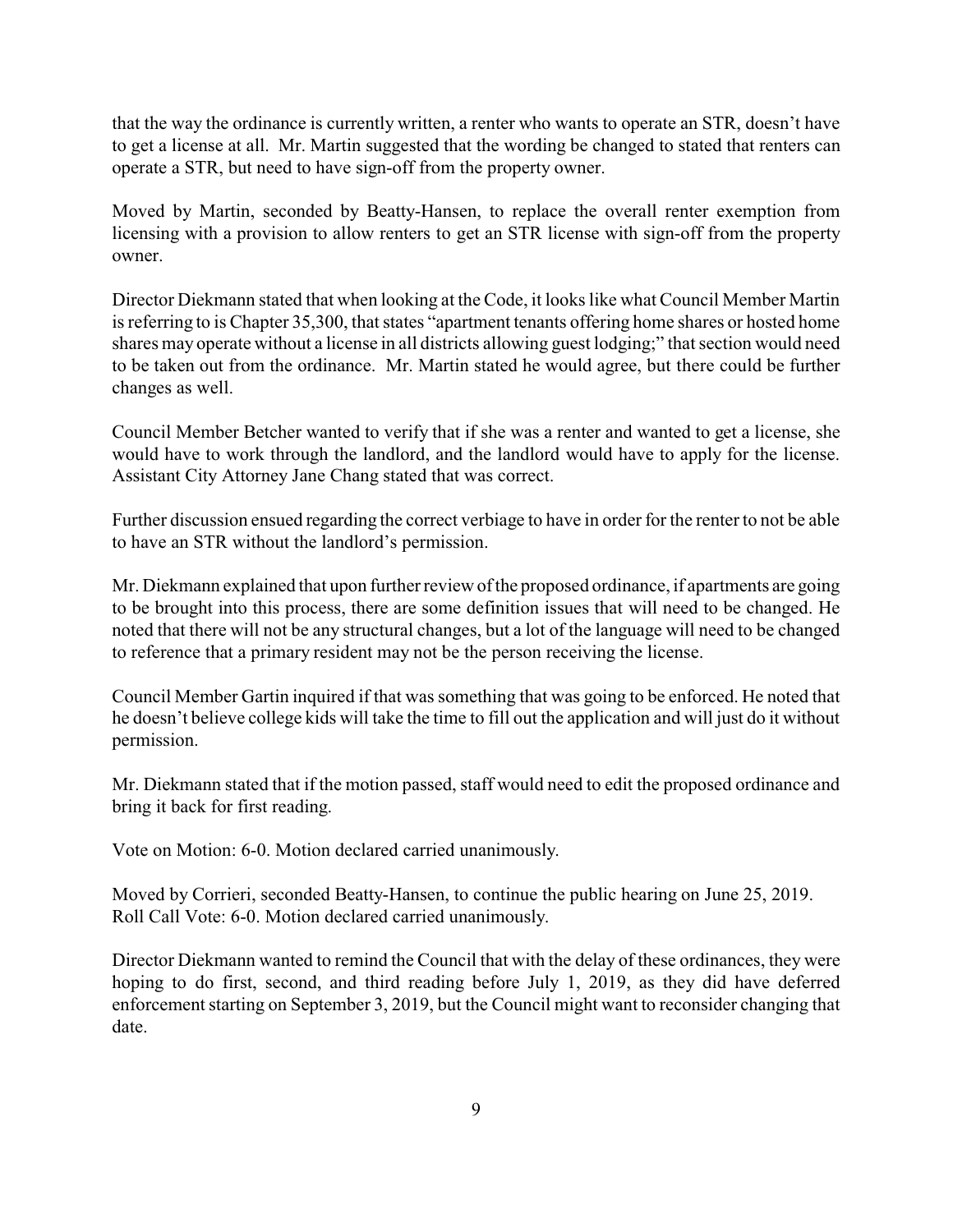that the way the ordinance is currently written, a renter who wants to operate an STR, doesn't have to get a license at all. Mr. Martin suggested that the wording be changed to stated that renters can operate a STR, but need to have sign-off from the property owner.

Moved by Martin, seconded by Beatty-Hansen, to replace the overall renter exemption from licensing with a provision to allow renters to get an STR license with sign-off from the property owner.

Director Diekmann stated that when looking at the Code, it looks like what Council Member Martin is referring to is Chapter 35,300, that states "apartment tenants offering home shares or hosted home shares may operate without a license in all districts allowing guest lodging;" that section would need to be taken out from the ordinance. Mr. Martin stated he would agree, but there could be further changes as well.

Council Member Betcher wanted to verify that if she was a renter and wanted to get a license, she would have to work through the landlord, and the landlord would have to apply for the license. Assistant City Attorney Jane Chang stated that was correct.

Further discussion ensued regarding the correct verbiage to have in order for the renter to not be able to have an STR without the landlord's permission.

Mr. Diekmann explained that upon further review of the proposed ordinance, if apartments are going to be brought into this process, there are some definition issues that will need to be changed. He noted that there will not be any structural changes, but a lot of the language will need to be changed to reference that a primary resident may not be the person receiving the license.

Council Member Gartin inquired if that was something that was going to be enforced. He noted that he doesn't believe college kids will take the time to fill out the application and will just do it without permission.

Mr. Diekmann stated that if the motion passed, staff would need to edit the proposed ordinance and bring it back for first reading.

Vote on Motion: 6-0. Motion declared carried unanimously.

Moved by Corrieri, seconded Beatty-Hansen, to continue the public hearing on June 25, 2019.
Roll Call Vote: 6-0. Motion declared carried unanimously.

Director Diekmann wanted to remind the Council that with the delay of these ordinances, they were hoping to do first, second, and third reading before July 1, 2019, as they did have deferred enforcement starting on September 3, 2019, but the Council might want to reconsider changing that date.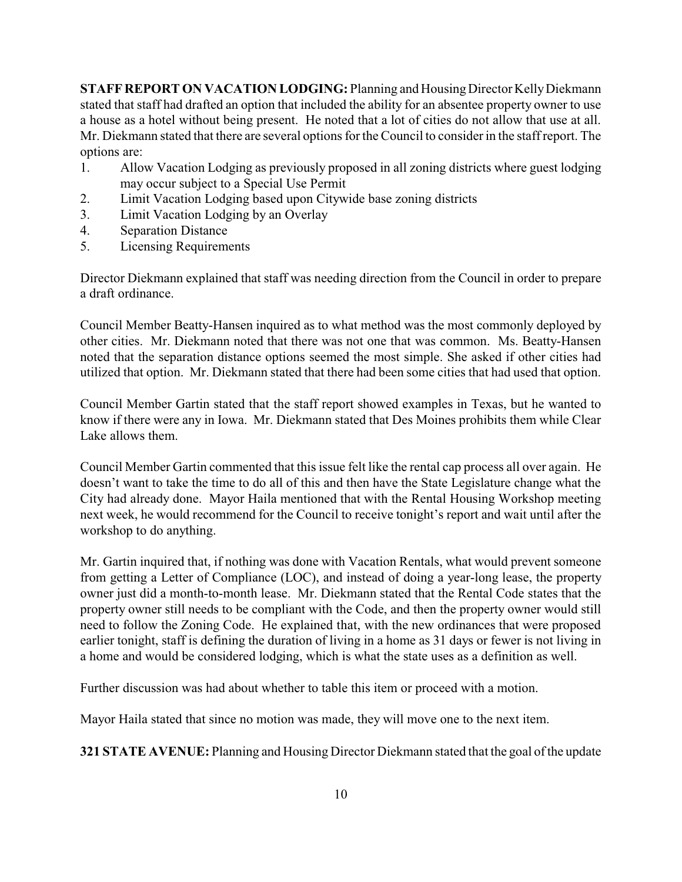**STAFF REPORT ON VACATION LODGING:** Planning and Housing Director Kelly Diekmann stated that staff had drafted an option that included the ability for an absentee property owner to use a house as a hotel without being present. He noted that a lot of cities do not allow that use at all. Mr. Diekmann stated that there are several options for the Council to consider in the staff report. The options are:

1. Allow Vacation Lodging as previously proposed in all zoning districts where guest lodging may occur subject to a Special Use Permit
2. Limit Vacation Lodging based upon Citywide base zoning districts
3. Limit Vacation Lodging by an Overlay
4. Separation Distance
5. Licensing Requirements

Director Diekmann explained that staff was needing direction from the Council in order to prepare a draft ordinance.

Council Member Beatty-Hansen inquired as to what method was the most commonly deployed by other cities. Mr. Diekmann noted that there was not one that was common. Ms. Beatty-Hansen noted that the separation distance options seemed the most simple. She asked if other cities had utilized that option. Mr. Diekmann stated that there had been some cities that had used that option.

Council Member Gartin stated that the staff report showed examples in Texas, but he wanted to know if there were any in Iowa. Mr. Diekmann stated that Des Moines prohibits them while Clear Lake allows them.

Council Member Gartin commented that this issue felt like the rental cap process all over again. He doesn't want to take the time to do all of this and then have the State Legislature change what the City had already done. Mayor Haila mentioned that with the Rental Housing Workshop meeting next week, he would recommend for the Council to receive tonight's report and wait until after the workshop to do anything.

Mr. Gartin inquired that, if nothing was done with Vacation Rentals, what would prevent someone from getting a Letter of Compliance (LOC), and instead of doing a year-long lease, the property owner just did a month-to-month lease. Mr. Diekmann stated that the Rental Code states that the property owner still needs to be compliant with the Code, and then the property owner would still need to follow the Zoning Code. He explained that, with the new ordinances that were proposed earlier tonight, staff is defining the duration of living in a home as 31 days or fewer is not living in a home and would be considered lodging, which is what the state uses as a definition as well.

Further discussion was had about whether to table this item or proceed with a motion.

Mayor Haila stated that since no motion was made, they will move one to the next item.

**321 STATE AVENUE:** Planning and Housing Director Diekmann stated that the goal of the update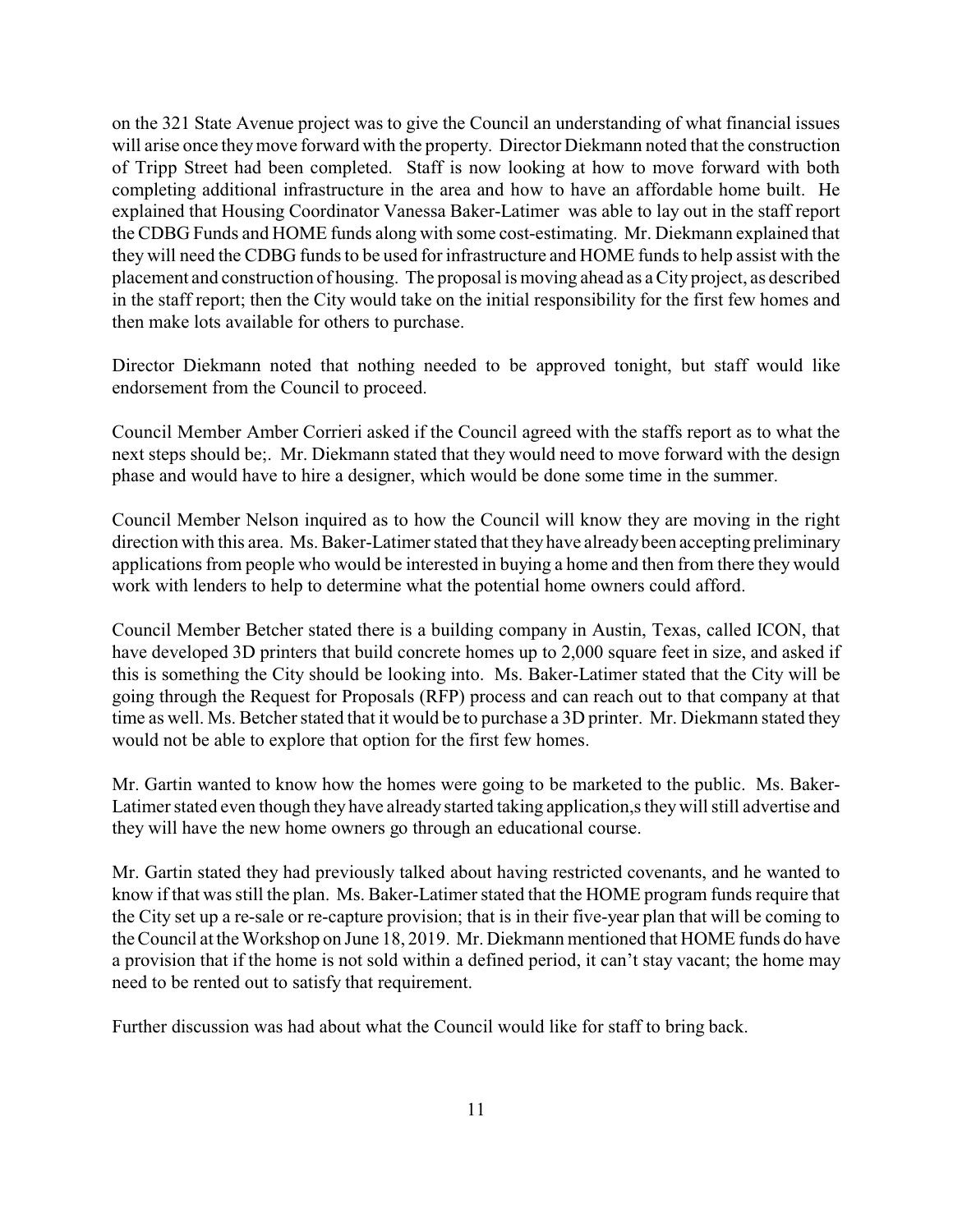on the 321 State Avenue project was to give the Council an understanding of what financial issues will arise once they move forward with the property. Director Diekmann noted that the construction of Tripp Street had been completed. Staff is now looking at how to move forward with both completing additional infrastructure in the area and how to have an affordable home built. He explained that Housing Coordinator Vanessa Baker-Latimer was able to lay out in the staff report the CDBG Funds and HOME funds along with some cost-estimating. Mr. Diekmann explained that they will need the CDBG funds to be used for infrastructure and HOME funds to help assist with the placement and construction of housing. The proposal is moving ahead as a City project, as described in the staff report; then the City would take on the initial responsibility for the first few homes and then make lots available for others to purchase.

Director Diekmann noted that nothing needed to be approved tonight, but staff would like endorsement from the Council to proceed.

Council Member Amber Corrieri asked if the Council agreed with the staffs report as to what the next steps should be;. Mr. Diekmann stated that they would need to move forward with the design phase and would have to hire a designer, which would be done some time in the summer.

Council Member Nelson inquired as to how the Council will know they are moving in the right direction with this area. Ms. Baker-Latimer stated that they have already been accepting preliminary applications from people who would be interested in buying a home and then from there they would work with lenders to help to determine what the potential home owners could afford.

Council Member Betcher stated there is a building company in Austin, Texas, called ICON, that have developed 3D printers that build concrete homes up to 2,000 square feet in size, and asked if this is something the City should be looking into. Ms. Baker-Latimer stated that the City will be going through the Request for Proposals (RFP) process and can reach out to that company at that time as well. Ms. Betcher stated that it would be to purchase a 3D printer. Mr. Diekmann stated they would not be able to explore that option for the first few homes.

Mr. Gartin wanted to know how the homes were going to be marketed to the public. Ms. Baker-Latimer stated even though they have already started taking application,s they will still advertise and they will have the new home owners go through an educational course.

Mr. Gartin stated they had previously talked about having restricted covenants, and he wanted to know if that was still the plan. Ms. Baker-Latimer stated that the HOME program funds require that the City set up a re-sale or re-capture provision; that is in their five-year plan that will be coming to the Council at the Workshop on June 18, 2019. Mr. Diekmann mentioned that HOME funds do have a provision that if the home is not sold within a defined period, it can't stay vacant; the home may need to be rented out to satisfy that requirement.

Further discussion was had about what the Council would like for staff to bring back.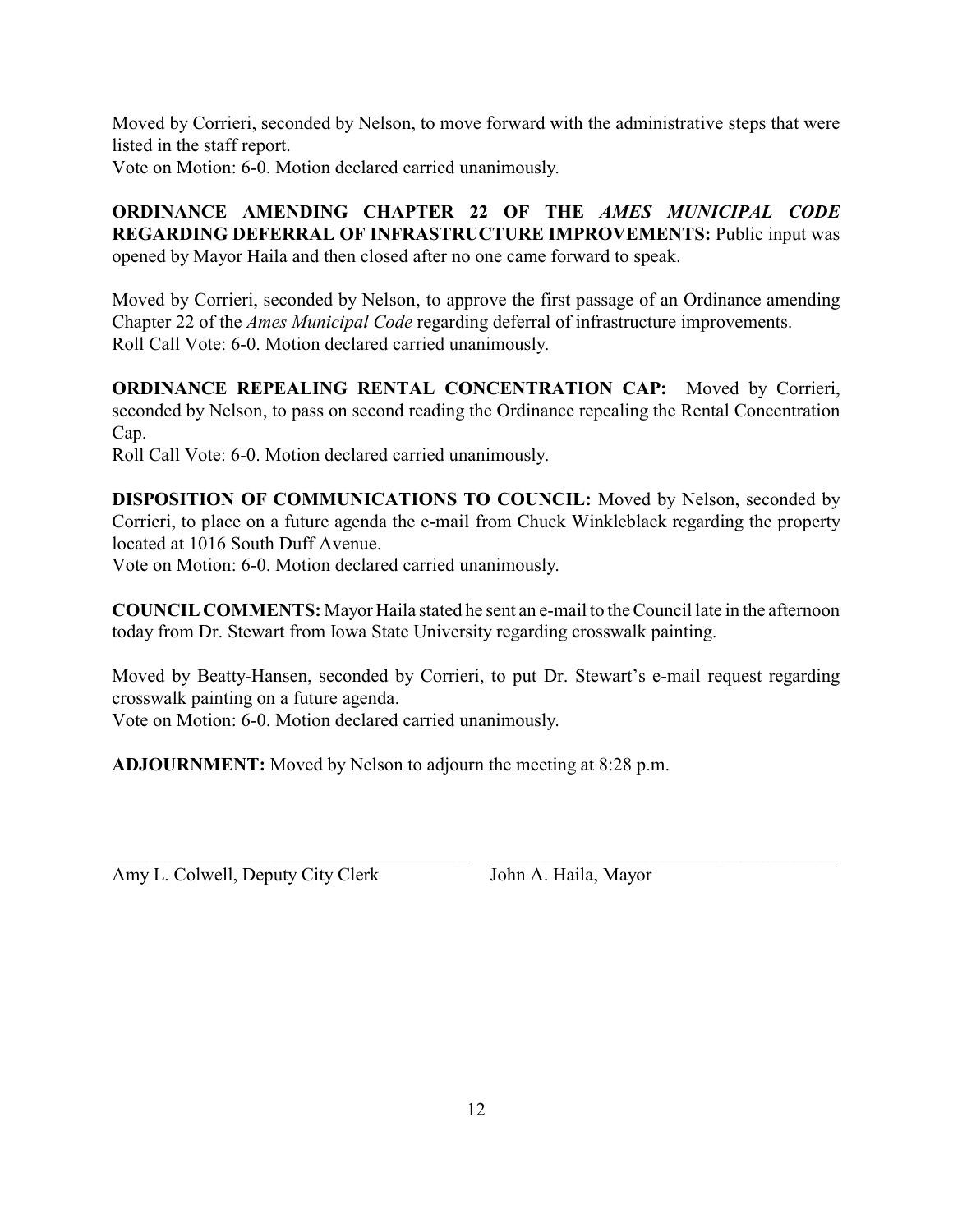Moved by Corrieri, seconded by Nelson, to move forward with the administrative steps that were listed in the staff report.
Vote on Motion: 6-0. Motion declared carried unanimously.

**ORDINANCE AMENDING CHAPTER 22 OF THE *AMES MUNICIPAL CODE* REGARDING DEFERRAL OF INFRASTRUCTURE IMPROVEMENTS:** Public input was opened by Mayor Haila and then closed after no one came forward to speak.

Moved by Corrieri, seconded by Nelson, to approve the first passage of an Ordinance amending Chapter 22 of the *Ames Municipal Code* regarding deferral of infrastructure improvements.
Roll Call Vote: 6-0. Motion declared carried unanimously.

**ORDINANCE REPEALING RENTAL CONCENTRATION CAP:** Moved by Corrieri, seconded by Nelson, to pass on second reading the Ordinance repealing the Rental Concentration Cap.
Roll Call Vote: 6-0. Motion declared carried unanimously.

**DISPOSITION OF COMMUNICATIONS TO COUNCIL:** Moved by Nelson, seconded by Corrieri, to place on a future agenda the e-mail from Chuck Winkleblack regarding the property located at 1016 South Duff Avenue.
Vote on Motion: 6-0. Motion declared carried unanimously.

**COUNCIL COMMENTS:** Mayor Haila stated he sent an e-mail to the Council late in the afternoon today from Dr. Stewart from Iowa State University regarding crosswalk painting.

Moved by Beatty-Hansen, seconded by Corrieri, to put Dr. Stewart's e-mail request regarding crosswalk painting on a future agenda.
Vote on Motion: 6-0. Motion declared carried unanimously.

**ADJOURNMENT:** Moved by Nelson to adjourn the meeting at 8:28 p.m.

\_\_\_\_\_\_\_\_\_\_\_\_\_\_\_\_\_\_\_\_\_\_\_\_\_\_\_\_\_\_\_\_\_\_\_\_\_\_
Amy L. Colwell, Deputy City Clerk

\_\_\_\_\_\_\_\_\_\_\_\_\_\_\_\_\_\_\_\_\_\_\_\_\_\_\_\_\_\_\_\_\_\_\_\_\_\_
John A. Haila, Mayor